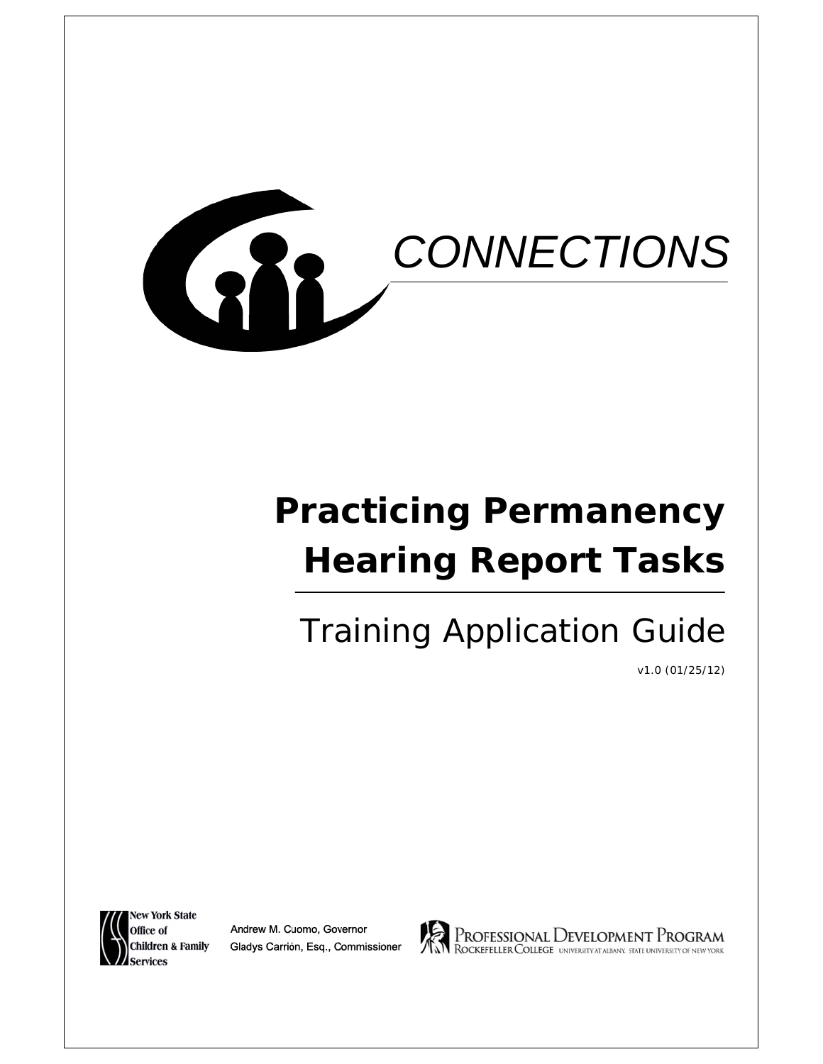CONNECTIONS

# Practicing Permanency Hearing Report Tasks

## Training Application Guide

v1.0 (01/25/12)

New York State Office of Children & Family Services

Andrew M. Cuomo, Governor
Gladys Carrión, Esq., Commissioner

Professional Development Program
Rockefeller College University at Albany, State University of New York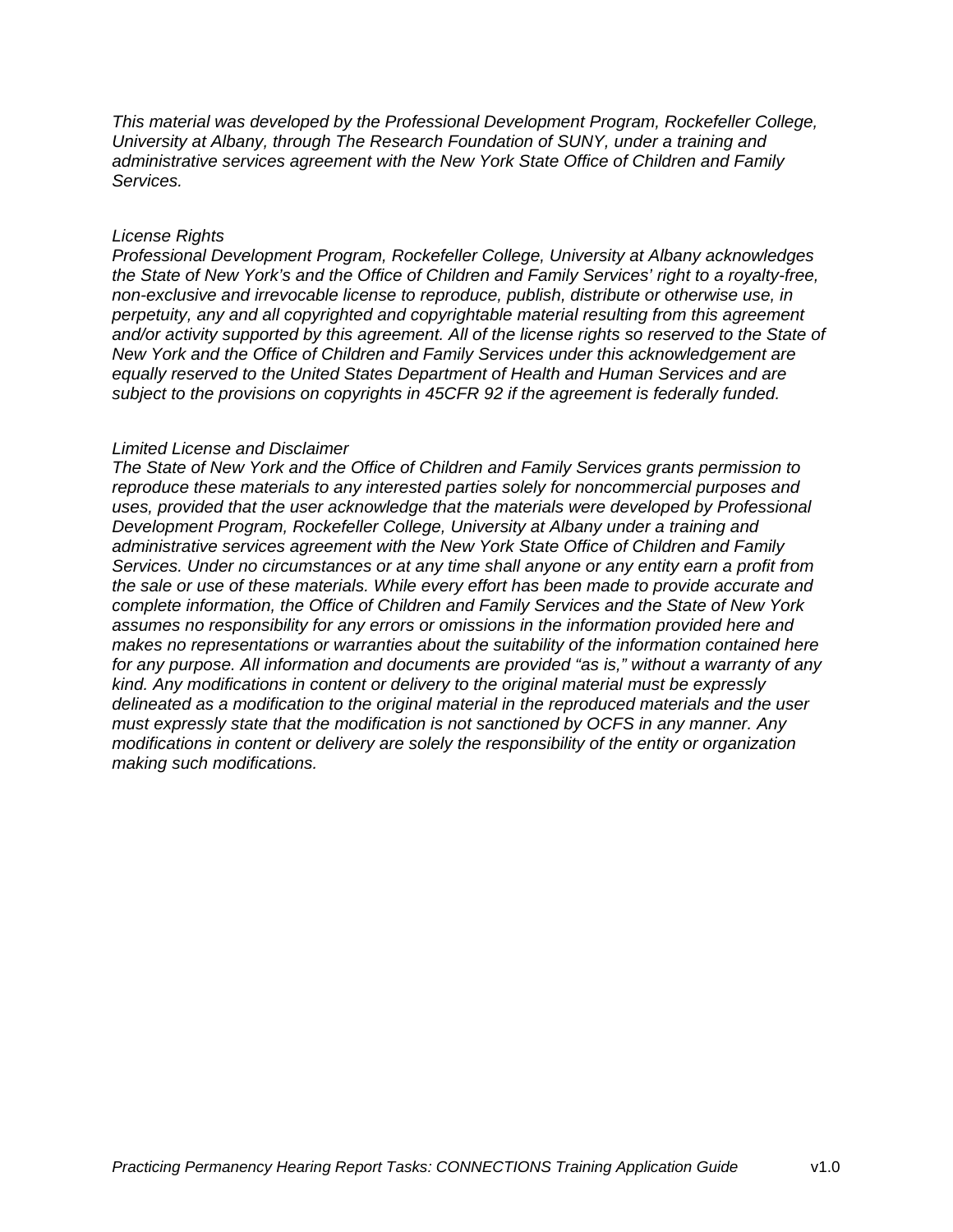*This material was developed by the Professional Development Program, Rockefeller College, University at Albany, through The Research Foundation of SUNY, under a training and administrative services agreement with the New York State Office of Children and Family Services.*

*License Rights*

*Professional Development Program, Rockefeller College, University at Albany acknowledges the State of New York's and the Office of Children and Family Services' right to a royalty-free, non-exclusive and irrevocable license to reproduce, publish, distribute or otherwise use, in perpetuity, any and all copyrighted and copyrightable material resulting from this agreement and/or activity supported by this agreement. All of the license rights so reserved to the State of New York and the Office of Children and Family Services under this acknowledgement are equally reserved to the United States Department of Health and Human Services and are subject to the provisions on copyrights in 45CFR 92 if the agreement is federally funded.*

*Limited License and Disclaimer*

*The State of New York and the Office of Children and Family Services grants permission to reproduce these materials to any interested parties solely for noncommercial purposes and uses, provided that the user acknowledge that the materials were developed by Professional Development Program, Rockefeller College, University at Albany under a training and administrative services agreement with the New York State Office of Children and Family Services. Under no circumstances or at any time shall anyone or any entity earn a profit from the sale or use of these materials. While every effort has been made to provide accurate and complete information, the Office of Children and Family Services and the State of New York assumes no responsibility for any errors or omissions in the information provided here and makes no representations or warranties about the suitability of the information contained here for any purpose. All information and documents are provided "as is," without a warranty of any kind. Any modifications in content or delivery to the original material must be expressly delineated as a modification to the original material in the reproduced materials and the user must expressly state that the modification is not sanctioned by OCFS in any manner. Any modifications in content or delivery are solely the responsibility of the entity or organization making such modifications.*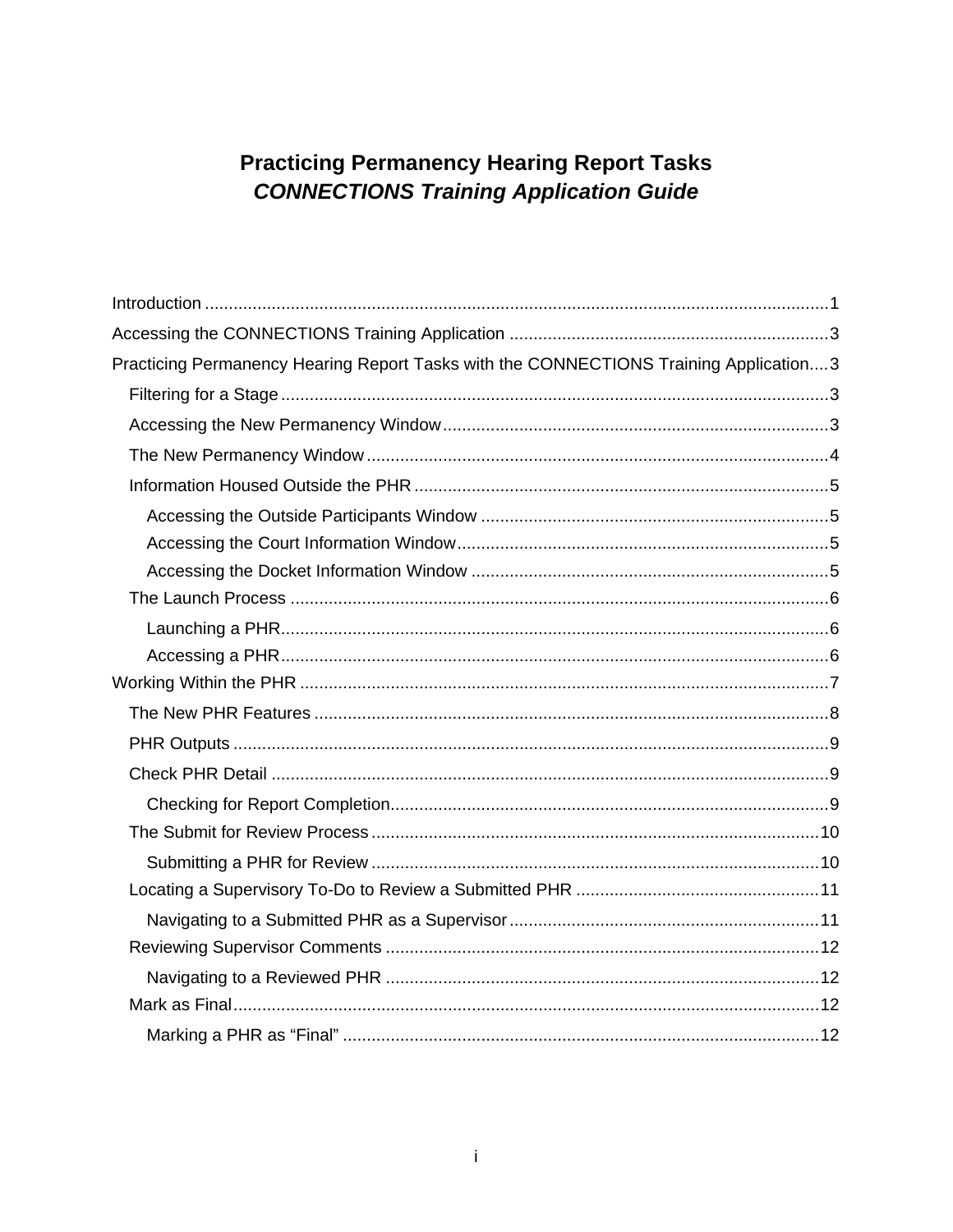# Practicing Permanency Hearing Report Tasks

## *CONNECTIONS Training Application Guide*

- Introduction ..... 1
- Accessing the CONNECTIONS Training Application ..... 3
- Practicing Permanency Hearing Report Tasks with the CONNECTIONS Training Application ..... 3
  - Filtering for a Stage ..... 3
  - Accessing the New Permanency Window ..... 3
  - The New Permanency Window ..... 4
  - Information Housed Outside the PHR ..... 5
    - Accessing the Outside Participants Window ..... 5
    - Accessing the Court Information Window ..... 5
    - Accessing the Docket Information Window ..... 5
  - The Launch Process ..... 6
    - Launching a PHR ..... 6
    - Accessing a PHR ..... 6
- Working Within the PHR ..... 7
  - The New PHR Features ..... 8
  - PHR Outputs ..... 9
  - Check PHR Detail ..... 9
    - Checking for Report Completion ..... 9
  - The Submit for Review Process ..... 10
    - Submitting a PHR for Review ..... 10
  - Locating a Supervisory To-Do to Review a Submitted PHR ..... 11
    - Navigating to a Submitted PHR as a Supervisor ..... 11
  - Reviewing Supervisor Comments ..... 12
    - Navigating to a Reviewed PHR ..... 12
  - Mark as Final ..... 12
    - Marking a PHR as “Final” ..... 12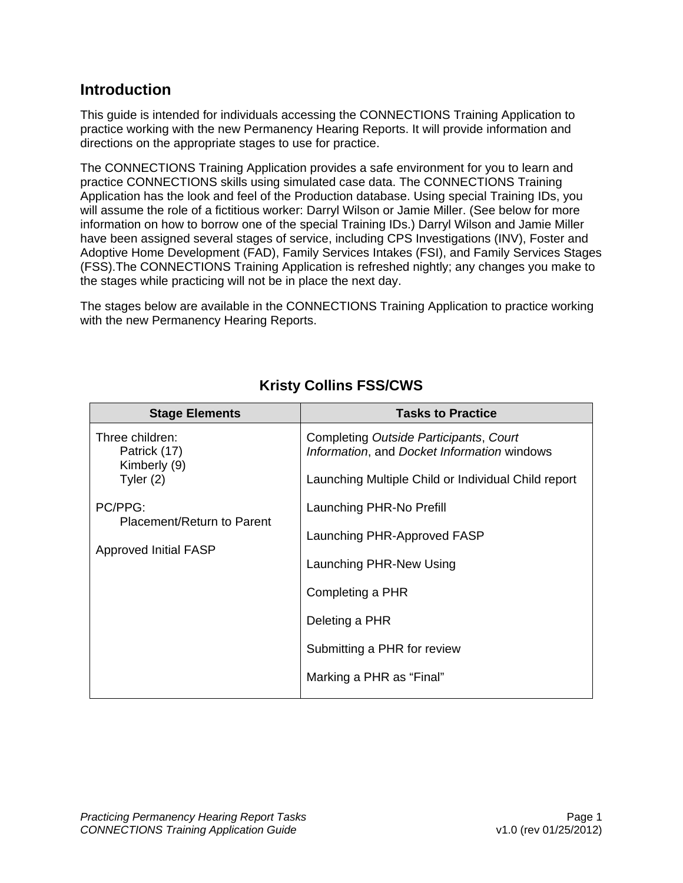## Introduction

This guide is intended for individuals accessing the CONNECTIONS Training Application to practice working with the new Permanency Hearing Reports. It will provide information and directions on the appropriate stages to use for practice.

The CONNECTIONS Training Application provides a safe environment for you to learn and practice CONNECTIONS skills using simulated case data. The CONNECTIONS Training Application has the look and feel of the Production database. Using special Training IDs, you will assume the role of a fictitious worker: Darryl Wilson or Jamie Miller. (See below for more information on how to borrow one of the special Training IDs.) Darryl Wilson and Jamie Miller have been assigned several stages of service, including CPS Investigations (INV), Foster and Adoptive Home Development (FAD), Family Services Intakes (FSI), and Family Services Stages (FSS).The CONNECTIONS Training Application is refreshed nightly; any changes you make to the stages while practicing will not be in place the next day.

The stages below are available in the CONNECTIONS Training Application to practice working with the new Permanency Hearing Reports.

### Kristy Collins FSS/CWS

| Stage Elements | Tasks to Practice |
|---|---|
| Three children:<br>Patrick (17)<br>Kimberly (9)<br>Tyler (2)<br><br>PC/PPG:<br>Placement/Return to Parent<br><br>Approved Initial FASP | Completing *Outside Participants*, *Court Information*, and *Docket Information* windows<br><br>Launching Multiple Child or Individual Child report<br><br>Launching PHR-No Prefill<br><br>Launching PHR-Approved FASP<br><br>Launching PHR-New Using<br><br>Completing a PHR<br><br>Deleting a PHR<br><br>Submitting a PHR for review<br><br>Marking a PHR as “Final” |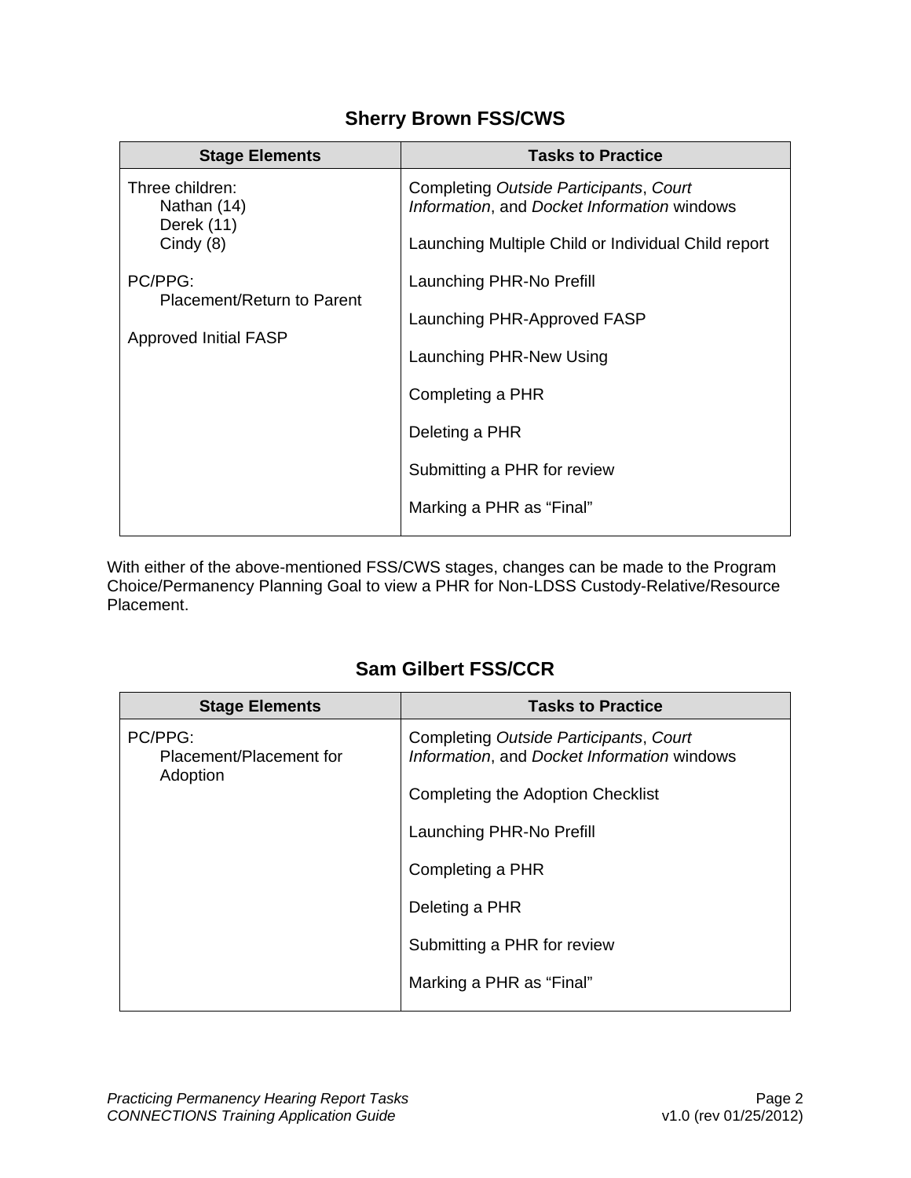## Sherry Brown FSS/CWS

| Stage Elements | Tasks to Practice |
|---|---|
| Three children:<br>Nathan (14)<br>Derek (11)<br>Cindy (8)<br><br>PC/PPG:<br>Placement/Return to Parent<br><br>Approved Initial FASP | Completing *Outside Participants*, *Court Information*, and *Docket Information* windows<br><br>Launching Multiple Child or Individual Child report<br><br>Launching PHR-No Prefill<br><br>Launching PHR-Approved FASP<br><br>Launching PHR-New Using<br><br>Completing a PHR<br><br>Deleting a PHR<br><br>Submitting a PHR for review<br><br>Marking a PHR as “Final” |

With either of the above-mentioned FSS/CWS stages, changes can be made to the Program Choice/Permanency Planning Goal to view a PHR for Non-LDSS Custody-Relative/Resource Placement.

## Sam Gilbert FSS/CCR

| Stage Elements | Tasks to Practice |
|---|---|
| PC/PPG:<br>Placement/Placement for Adoption | Completing *Outside Participants*, *Court Information*, and *Docket Information* windows<br><br>Completing the Adoption Checklist<br><br>Launching PHR-No Prefill<br><br>Completing a PHR<br><br>Deleting a PHR<br><br>Submitting a PHR for review<br><br>Marking a PHR as “Final” |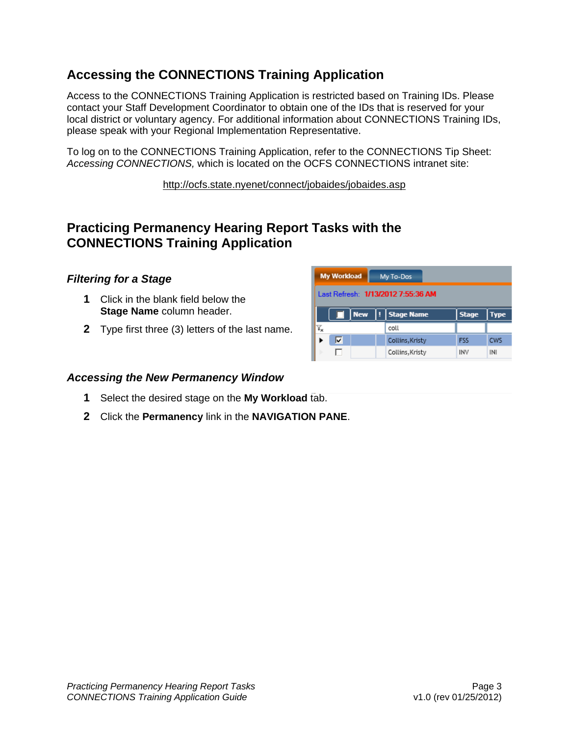## Accessing the CONNECTIONS Training Application

Access to the CONNECTIONS Training Application is restricted based on Training IDs. Please contact your Staff Development Coordinator to obtain one of the IDs that is reserved for your local district or voluntary agency. For additional information about CONNECTIONS Training IDs, please speak with your Regional Implementation Representative.

To log on to the CONNECTIONS Training Application, refer to the CONNECTIONS Tip Sheet: *Accessing CONNECTIONS,* which is located on the OCFS CONNECTIONS intranet site:

http://ocfs.state.nyenet/connect/jobaides/jobaides.asp

## Practicing Permanency Hearing Report Tasks with the CONNECTIONS Training Application

### *Filtering for a Stage*

1. Click in the blank field below the **Stage Name** column header.
2. Type first three (3) letters of the last name.

### *Accessing the New Permanency Window*

1. Select the desired stage on the **My Workload** tab.
2. Click the **Permanency** link in the **NAVIGATION PANE**.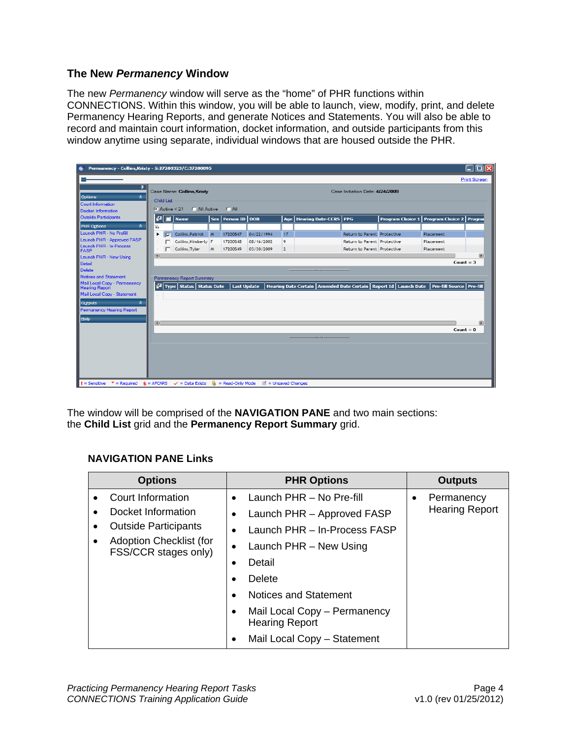## The New *Permanency* Window

The new *Permanency* window will serve as the “home” of PHR functions within CONNECTIONS. Within this window, you will be able to launch, view, modify, print, and delete Permanency Hearing Reports, and generate Notices and Statements. You will also be able to record and maintain court information, docket information, and outside participants from this window anytime using separate, individual windows that are housed outside the PHR.

The window will be comprised of the **NAVIGATION PANE** and two main sections: the **Child List** grid and the **Permanency Report Summary** grid.

### NAVIGATION PANE Links

| Options | PHR Options | Outputs |
|---|---|---|
| • Court Information<br>• Docket Information<br>• Outside Participants<br>• Adoption Checklist (for FSS/CCR stages only) | • Launch PHR – No Pre-fill<br>• Launch PHR – Approved FASP<br>• Launch PHR – In-Process FASP<br>• Launch PHR – New Using<br>• Detail<br>• Delete<br>• Notices and Statement<br>• Mail Local Copy – Permanency Hearing Report<br>• Mail Local Copy – Statement | • Permanency Hearing Report |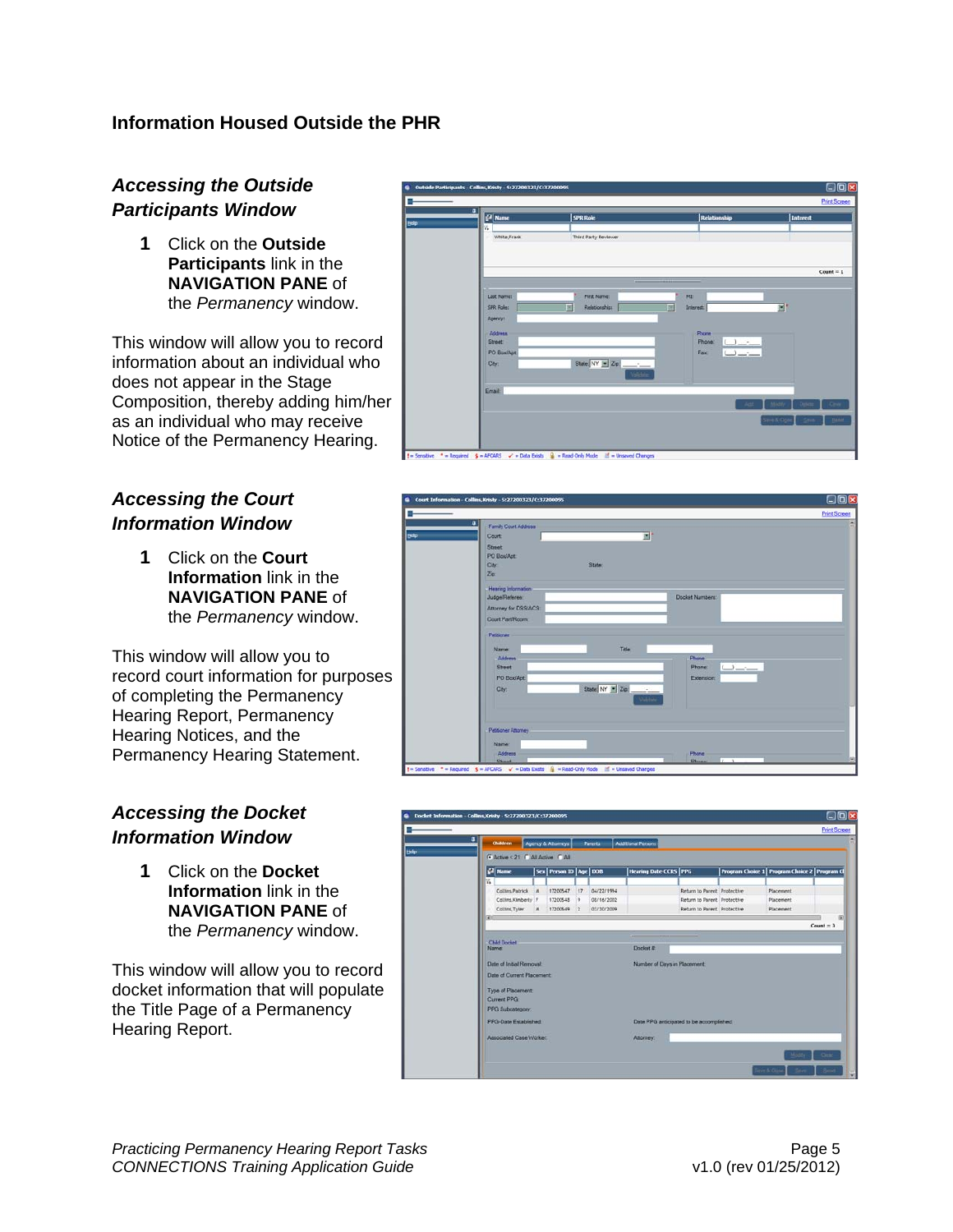## Information Housed Outside the PHR

### *Accessing the Outside Participants Window*

1. Click on the **Outside Participants** link in the **NAVIGATION PANE** of the *Permanency* window.

This window will allow you to record information about an individual who does not appear in the Stage Composition, thereby adding him/her as an individual who may receive Notice of the Permanency Hearing.

### *Accessing the Court Information Window*

1. Click on the **Court Information** link in the **NAVIGATION PANE** of the *Permanency* window.

This window will allow you to record court information for purposes of completing the Permanency Hearing Report, Permanency Hearing Notices, and the Permanency Hearing Statement.

### *Accessing the Docket Information Window*

1. Click on the **Docket Information** link in the **NAVIGATION PANE** of the *Permanency* window.

This window will allow you to record docket information that will populate the Title Page of a Permanency Hearing Report.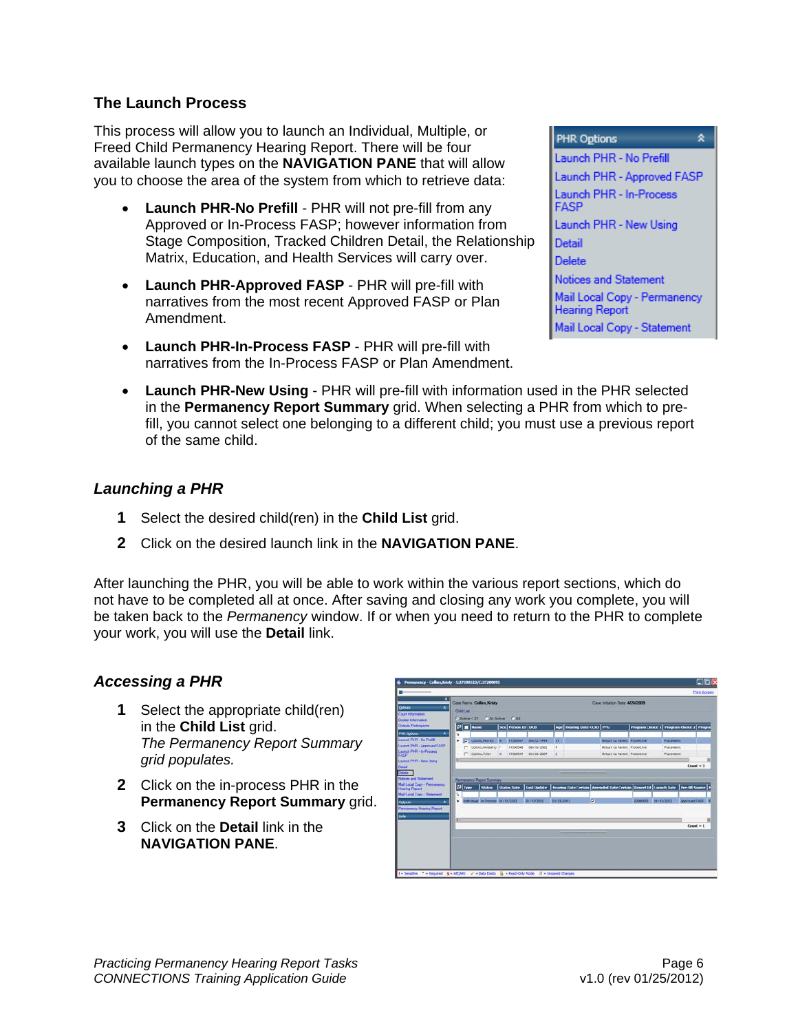## The Launch Process

This process will allow you to launch an Individual, Multiple, or Freed Child Permanency Hearing Report. There will be four available launch types on the **NAVIGATION PANE** that will allow you to choose the area of the system from which to retrieve data:

- **Launch PHR-No Prefill** - PHR will not pre-fill from any Approved or In-Process FASP; however information from Stage Composition, Tracked Children Detail, the Relationship Matrix, Education, and Health Services will carry over.
- **Launch PHR-Approved FASP** - PHR will pre-fill with narratives from the most recent Approved FASP or Plan Amendment.
- **Launch PHR-In-Process FASP** - PHR will pre-fill with narratives from the In-Process FASP or Plan Amendment.
- **Launch PHR-New Using** - PHR will pre-fill with information used in the PHR selected in the **Permanency Report Summary** grid. When selecting a PHR from which to pre-fill, you cannot select one belonging to a different child; you must use a previous report of the same child.

### *Launching a PHR*

1. Select the desired child(ren) in the **Child List** grid.
2. Click on the desired launch link in the **NAVIGATION PANE**.

After launching the PHR, you will be able to work within the various report sections, which do not have to be completed all at once. After saving and closing any work you complete, you will be taken back to the *Permanency* window. If or when you need to return to the PHR to complete your work, you will use the **Detail** link.

### *Accessing a PHR*

1. Select the appropriate child(ren) in the **Child List** grid.
   *The Permanency Report Summary grid populates.*
2. Click on the in-process PHR in the **Permanency Report Summary** grid.
3. Click on the **Detail** link in the **NAVIGATION PANE**.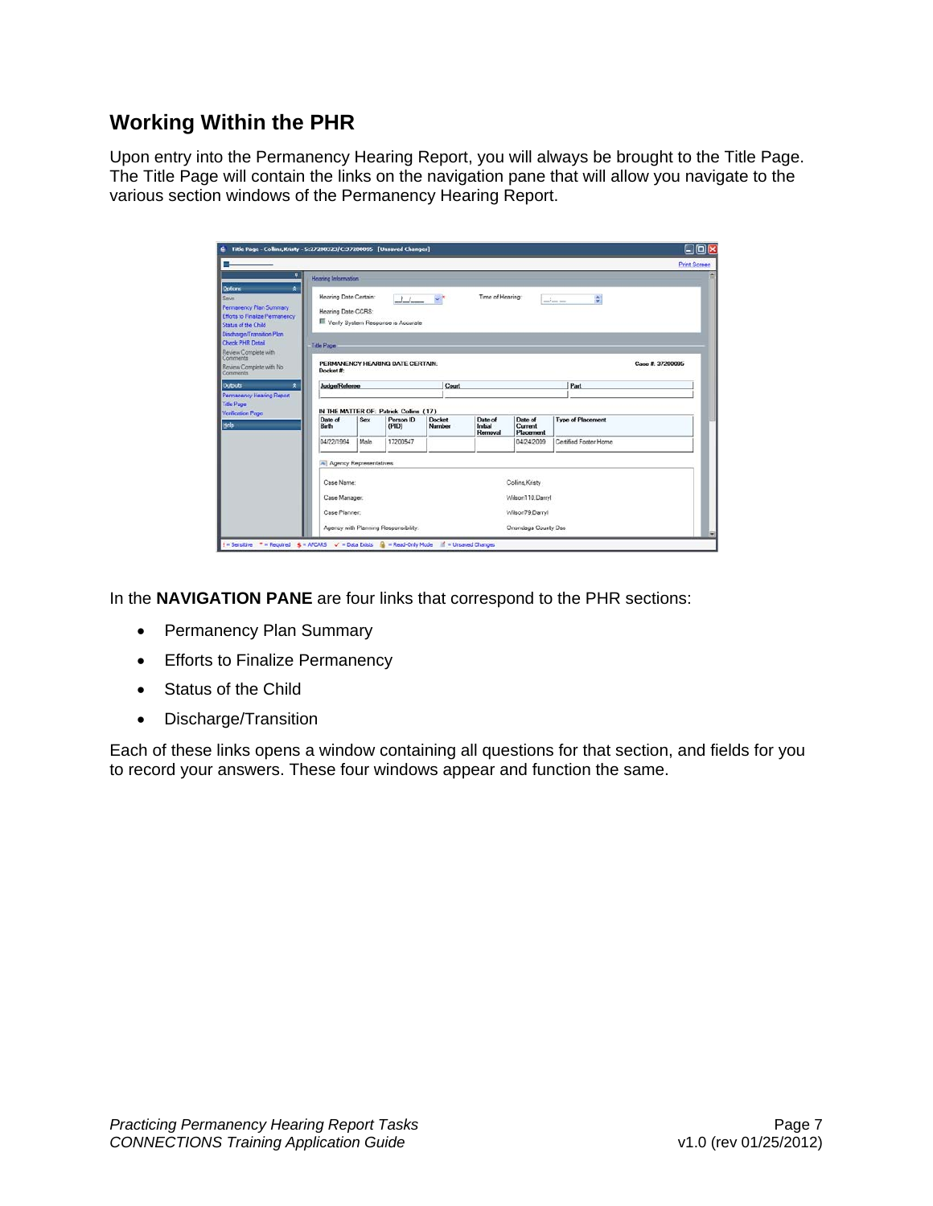## Working Within the PHR

Upon entry into the Permanency Hearing Report, you will always be brought to the Title Page. The Title Page will contain the links on the navigation pane that will allow you navigate to the various section windows of the Permanency Hearing Report.

In the **NAVIGATION PANE** are four links that correspond to the PHR sections:

- Permanency Plan Summary
- Efforts to Finalize Permanency
- Status of the Child
- Discharge/Transition

Each of these links opens a window containing all questions for that section, and fields for you to record your answers. These four windows appear and function the same.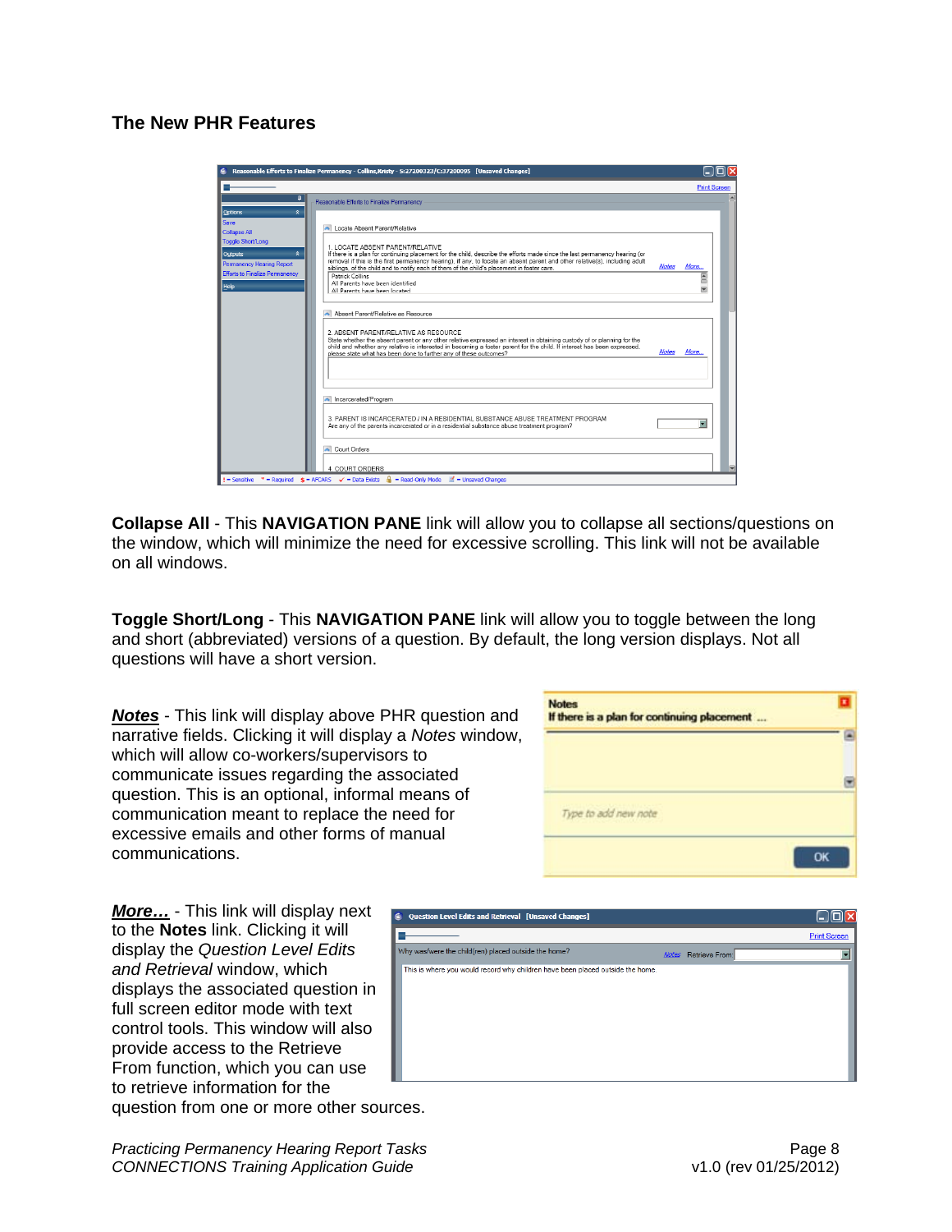## The New PHR Features

**Collapse All** - This **NAVIGATION PANE** link will allow you to collapse all sections/questions on the window, which will minimize the need for excessive scrolling. This link will not be available on all windows.

**Toggle Short/Long** - This **NAVIGATION PANE** link will allow you to toggle between the long and short (abbreviated) versions of a question. By default, the long version displays. Not all questions will have a short version.

***Notes*** - This link will display above PHR question and narrative fields. Clicking it will display a *Notes* window, which will allow co-workers/supervisors to communicate issues regarding the associated question. This is an optional, informal means of communication meant to replace the need for excessive emails and other forms of manual communications.

***More…*** - This link will display next to the **Notes** link. Clicking it will display the *Question Level Edits and Retrieval* window, which displays the associated question in full screen editor mode with text control tools. This window will also provide access to the Retrieve From function, which you can use to retrieve information for the question from one or more other sources.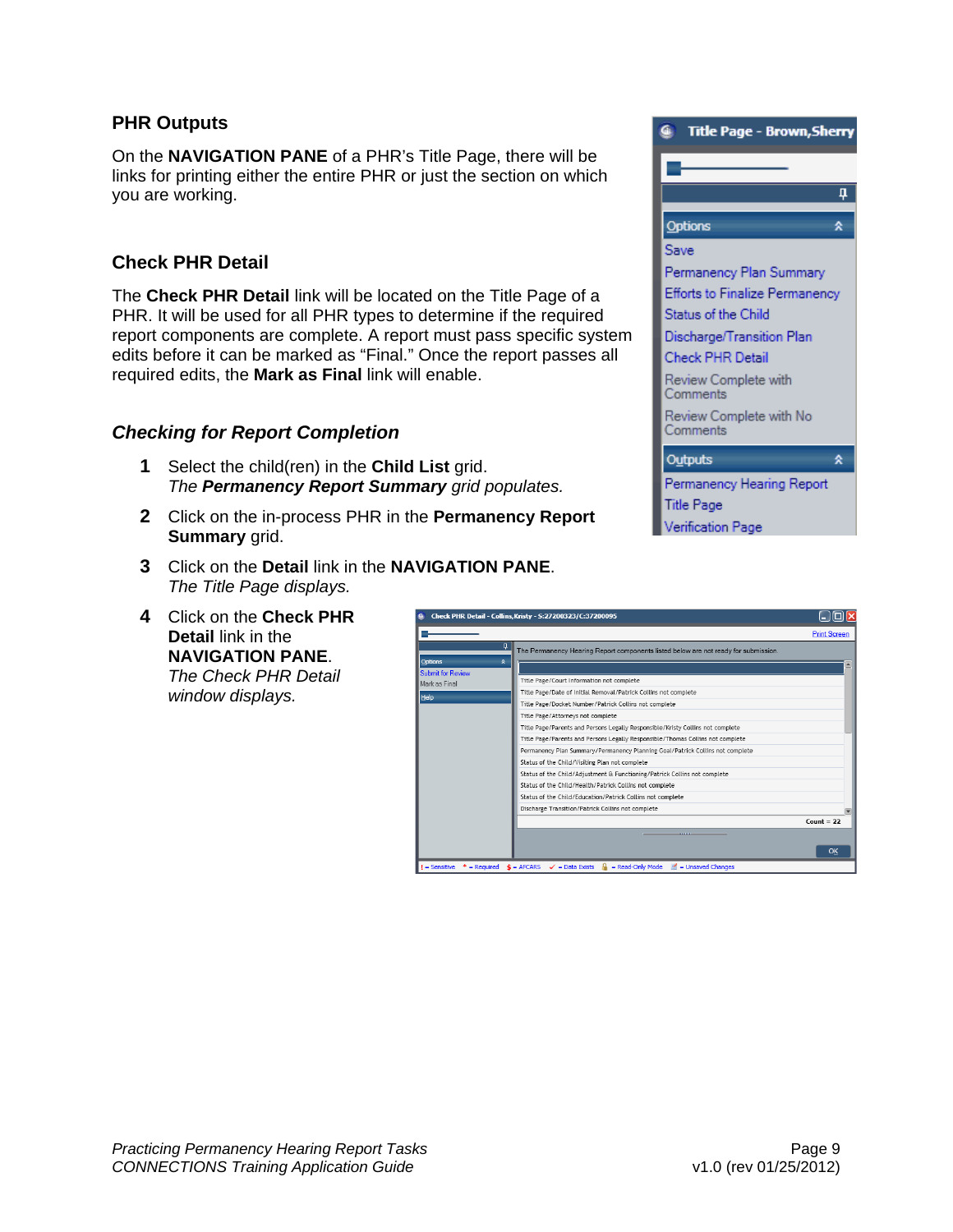## PHR Outputs

On the **NAVIGATION PANE** of a PHR's Title Page, there will be links for printing either the entire PHR or just the section on which you are working.

## Check PHR Detail

The **Check PHR Detail** link will be located on the Title Page of a PHR. It will be used for all PHR types to determine if the required report components are complete. A report must pass specific system edits before it can be marked as "Final." Once the report passes all required edits, the **Mark as Final** link will enable.

### *Checking for Report Completion*

1. Select the child(ren) in the **Child List** grid.
   *The **Permanency Report Summary** grid populates.*
2. Click on the in-process PHR in the **Permanency Report Summary** grid.
3. Click on the **Detail** link in the **NAVIGATION PANE**.
   *The Title Page displays.*
4. Click on the **Check PHR Detail** link in the **NAVIGATION PANE**.
   *The Check PHR Detail window displays.*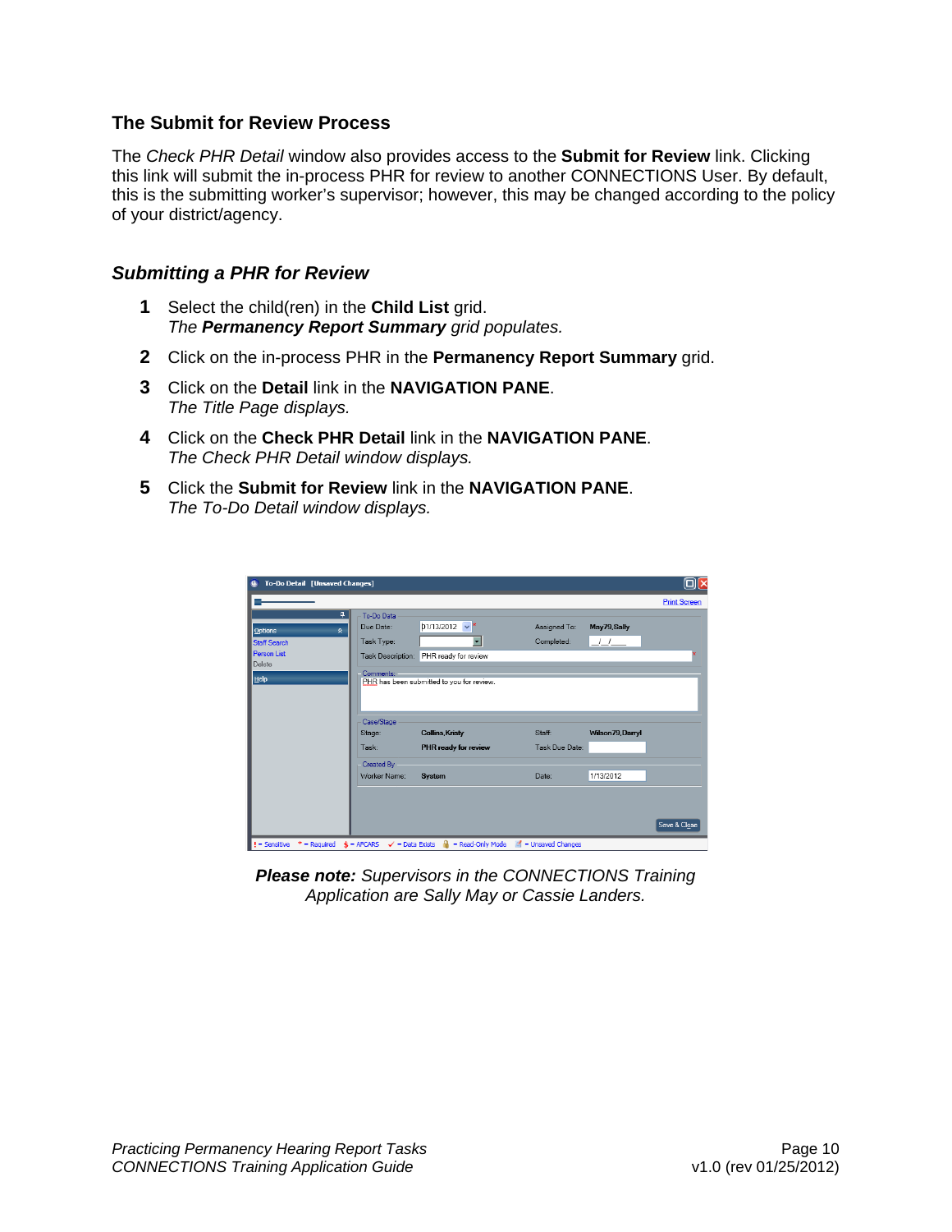## The Submit for Review Process

The *Check PHR Detail* window also provides access to the **Submit for Review** link. Clicking this link will submit the in-process PHR for review to another CONNECTIONS User. By default, this is the submitting worker's supervisor; however, this may be changed according to the policy of your district/agency.

### *Submitting a PHR for Review*

1. Select the child(ren) in the **Child List** grid.
   *The **Permanency Report Summary** grid populates.*
2. Click on the in-process PHR in the **Permanency Report Summary** grid.
3. Click on the **Detail** link in the **NAVIGATION PANE**.
   *The Title Page displays.*
4. Click on the **Check PHR Detail** link in the **NAVIGATION PANE**.
   *The Check PHR Detail window displays.*
5. Click the **Submit for Review** link in the **NAVIGATION PANE**.
   *The To-Do Detail window displays.*

***Please note:*** *Supervisors in the CONNECTIONS Training Application are Sally May or Cassie Landers.*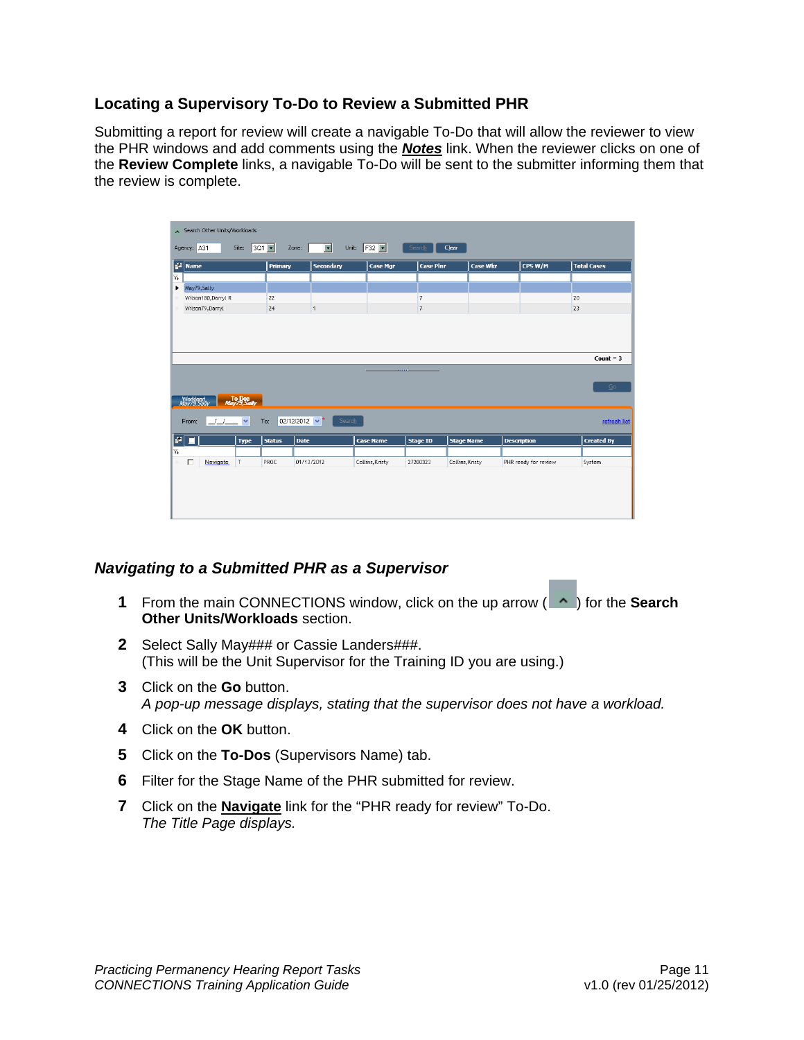### Locating a Supervisory To-Do to Review a Submitted PHR

Submitting a report for review will create a navigable To-Do that will allow the reviewer to view the PHR windows and add comments using the ***Notes*** link. When the reviewer clicks on one of the **Review Complete** links, a navigable To-Do will be sent to the submitter informing them that the review is complete.

### *Navigating to a Submitted PHR as a Supervisor*

**1** From the main CONNECTIONS window, click on the up arrow ( ^ ) for the **Search Other Units/Workloads** section.

**2** Select Sally May### or Cassie Landers###.
(This will be the Unit Supervisor for the Training ID you are using.)

**3** Click on the **Go** button.
*A pop-up message displays, stating that the supervisor does not have a workload.*

**4** Click on the **OK** button.

**5** Click on the **To-Dos** (Supervisors Name) tab.

**6** Filter for the Stage Name of the PHR submitted for review.

**7** Click on the **Navigate** link for the "PHR ready for review" To-Do.
*The Title Page displays.*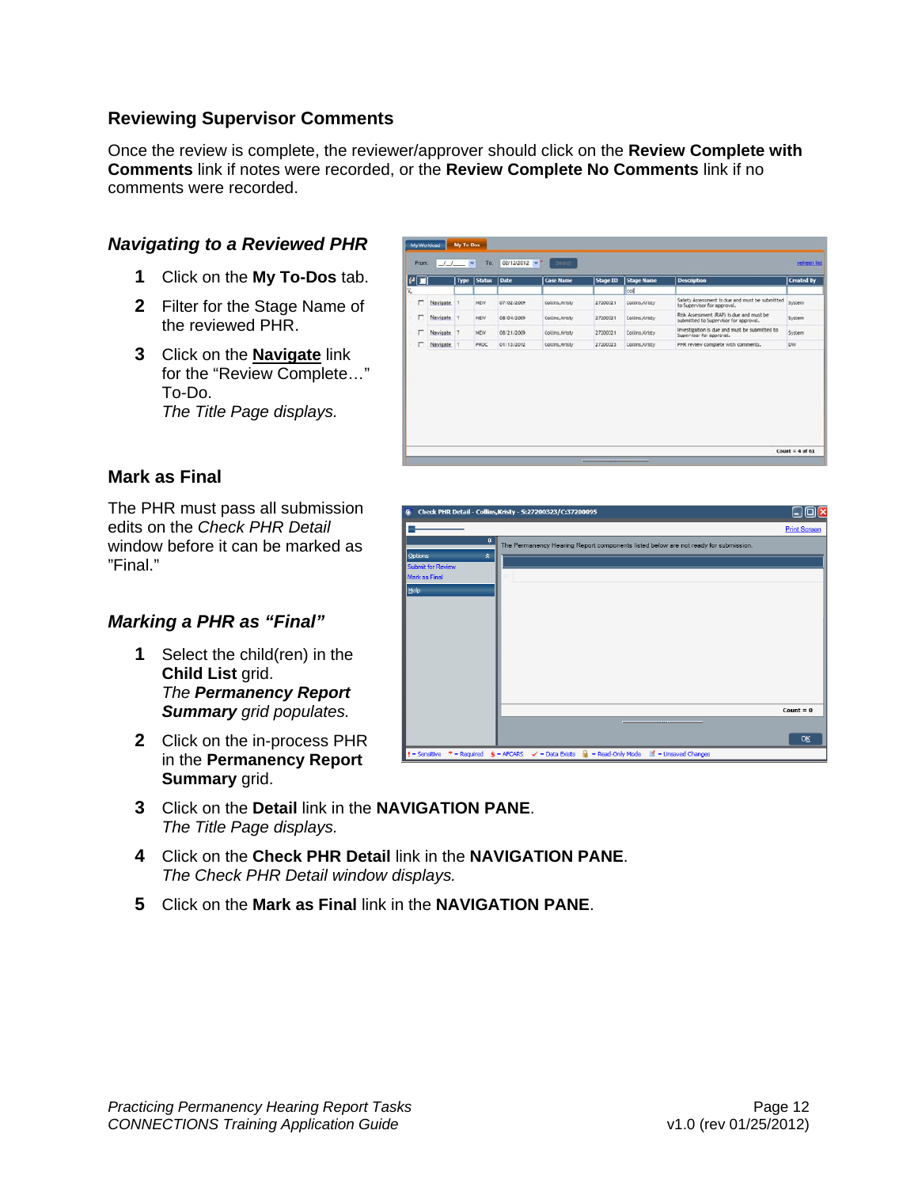### Reviewing Supervisor Comments

Once the review is complete, the reviewer/approver should click on the **Review Complete with Comments** link if notes were recorded, or the **Review Complete No Comments** link if no comments were recorded.

#### *Navigating to a Reviewed PHR*

1. Click on the **My To-Dos** tab.
2. Filter for the Stage Name of the reviewed PHR.
3. Click on the **Navigate** link for the "Review Complete…" To-Do.
   *The Title Page displays.*

### Mark as Final

The PHR must pass all submission edits on the *Check PHR Detail* window before it can be marked as "Final."

#### *Marking a PHR as "Final"*

1. Select the child(ren) in the **Child List** grid.
   *The **Permanency Report Summary** grid populates.*
2. Click on the in-process PHR in the **Permanency Report Summary** grid.
3. Click on the **Detail** link in the **NAVIGATION PANE**.
   *The Title Page displays.*
4. Click on the **Check PHR Detail** link in the **NAVIGATION PANE**.
   *The Check PHR Detail window displays.*
5. Click on the **Mark as Final** link in the **NAVIGATION PANE**.